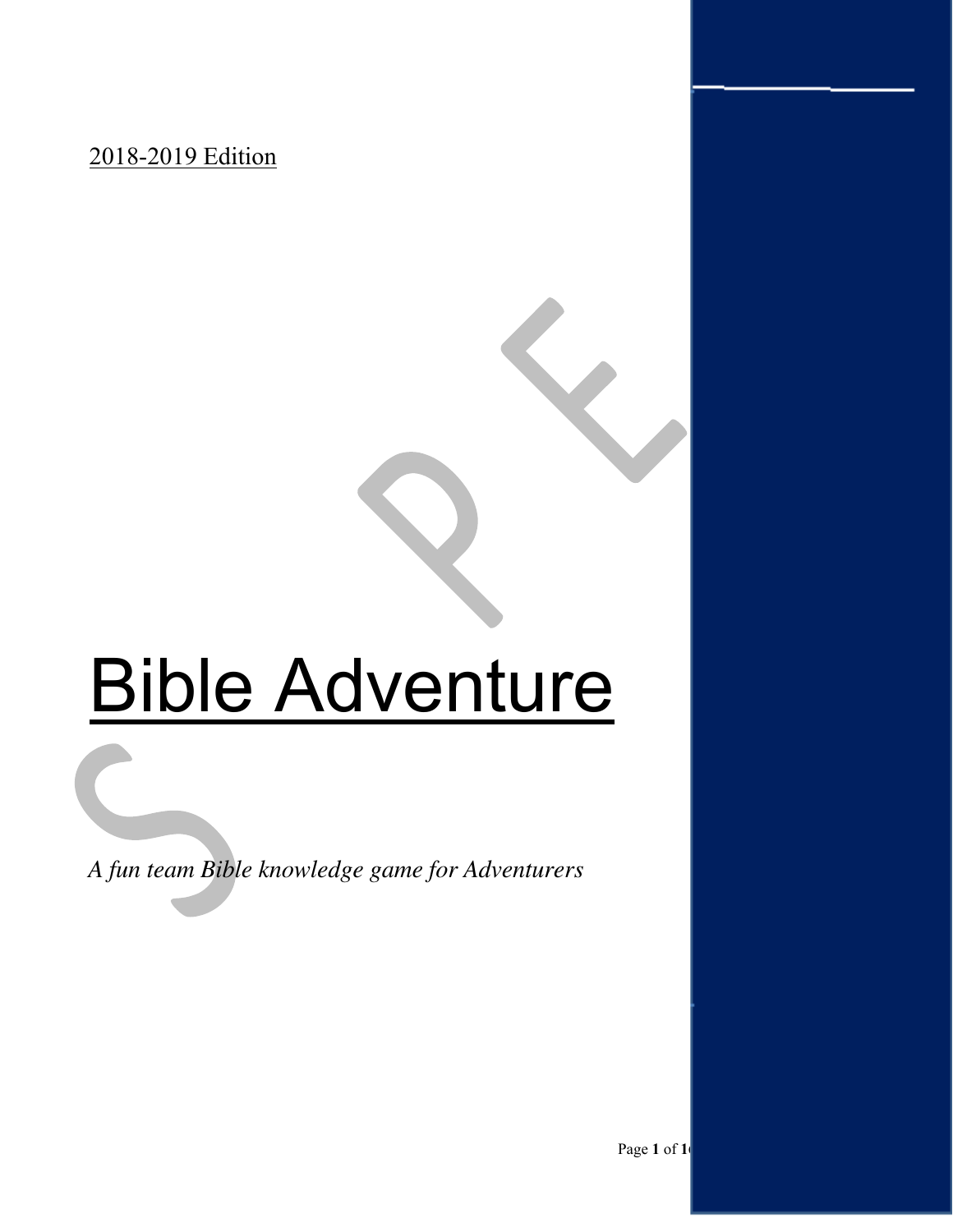2018-2019 Edition

# Bible Adventure

*A fun team Bible knowledge game for Adventurers*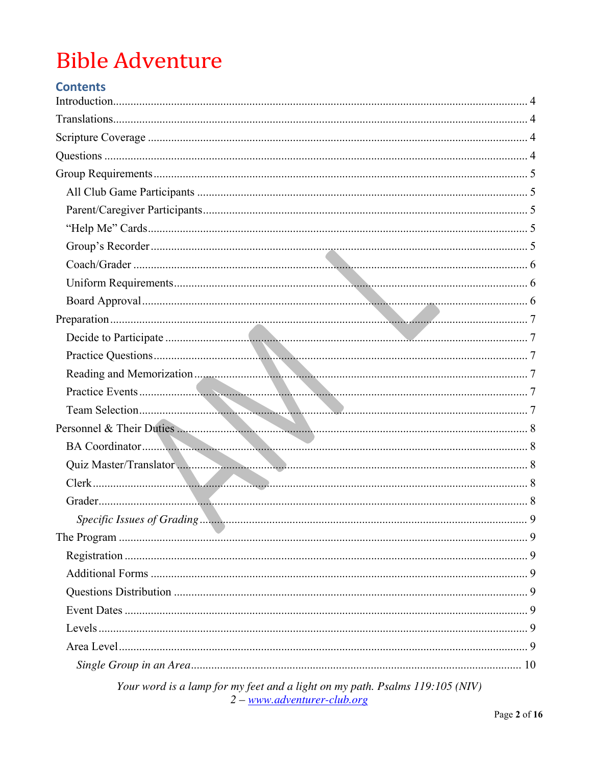# Bible Adventure

## Contents

Introduction ... 4
Translations ... 4
Scripture Coverage ... 4
Questions ... 4
Group Requirements ... 5
- All Club Game Participants ... 5
- Parent/Caregiver Participants ... 5
- "Help Me" Cards ... 5
- Group's Recorder ... 5
- Coach/Grader ... 6
- Uniform Requirements ... 6
- Board Approval ... 6

Preparation ... 7
- Decide to Participate ... 7
- Practice Questions ... 7
- Reading and Memorization ... 7
- Practice Events ... 7
- Team Selection ... 7

Personnel & Their Duties ... 8
- BA Coordinator ... 8
- Quiz Master/Translator ... 8
- Clerk ... 8
- Grader ... 8
  - *Specific Issues of Grading* ... 9

The Program ... 9
- Registration ... 9
- Additional Forms ... 9
- Questions Distribution ... 9
- Event Dates ... 9
- Levels ... 9
- Area Level ... 9
  - *Single Group in an Area* ... 10

*Your word is a lamp for my feet and a light on my path. Psalms 119:105 (NIV)*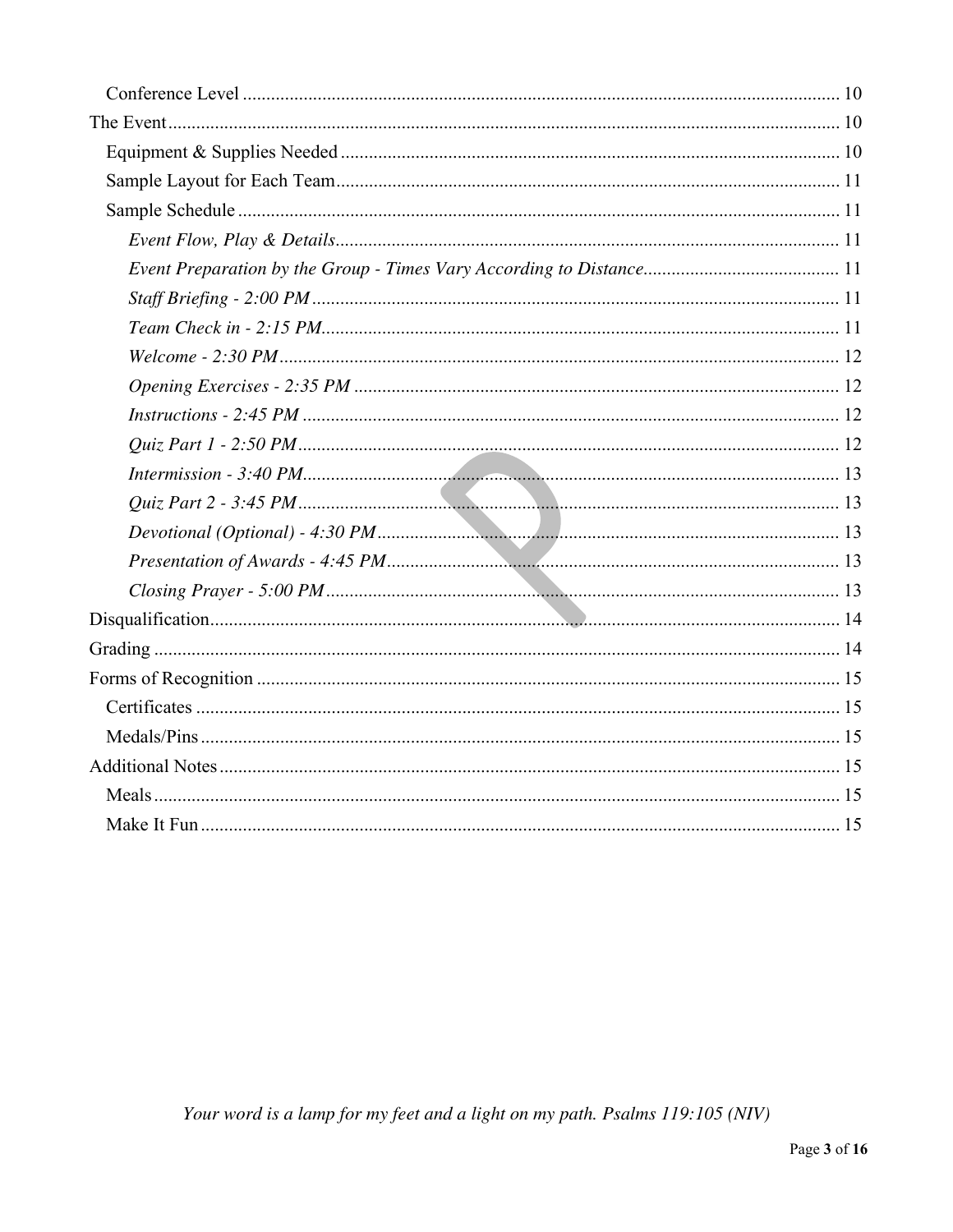Conference Level ............ 10

The Event ............ 10

Equipment & Supplies Needed ............ 10

Sample Layout for Each Team ............ 11

Sample Schedule ............ 11

*Event Flow, Play & Details* ............ 11

*Event Preparation by the Group - Times Vary According to Distance* ............ 11

*Staff Briefing - 2:00 PM* ............ 11

*Team Check in - 2:15 PM* ............ 11

*Welcome - 2:30 PM* ............ 12

*Opening Exercises - 2:35 PM* ............ 12

*Instructions - 2:45 PM* ............ 12

*Quiz Part 1 - 2:50 PM* ............ 12

*Intermission - 3:40 PM* ............ 13

*Quiz Part 2 - 3:45 PM* ............ 13

*Devotional (Optional) - 4:30 PM* ............ 13

*Presentation of Awards - 4:45 PM* ............ 13

*Closing Prayer - 5:00 PM* ............ 13

Disqualification ............ 14

Grading ............ 14

Forms of Recognition ............ 15

Certificates ............ 15

Medals/Pins ............ 15

Additional Notes ............ 15

Meals ............ 15

Make It Fun ............ 15

*Your word is a lamp for my feet and a light on my path. Psalms 119:105 (NIV)*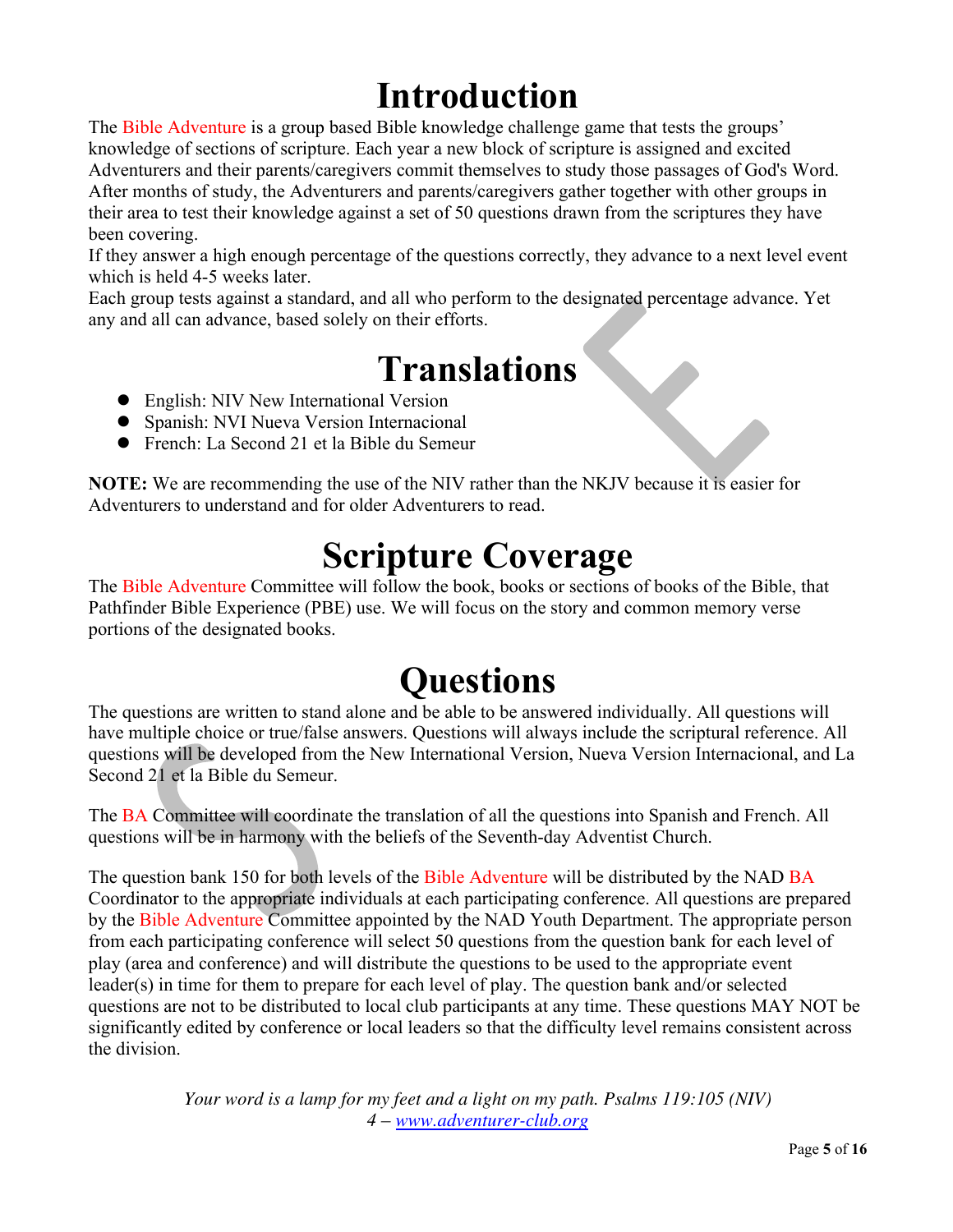# Introduction

The Bible Adventure is a group based Bible knowledge challenge game that tests the groups' knowledge of sections of scripture. Each year a new block of scripture is assigned and excited Adventurers and their parents/caregivers commit themselves to study those passages of God's Word. After months of study, the Adventurers and parents/caregivers gather together with other groups in their area to test their knowledge against a set of 50 questions drawn from the scriptures they have been covering.

If they answer a high enough percentage of the questions correctly, they advance to a next level event which is held 4-5 weeks later.

Each group tests against a standard, and all who perform to the designated percentage advance. Yet any and all can advance, based solely on their efforts.

# Translations

- English: NIV New International Version
- Spanish: NVI Nueva Version Internacional
- French: La Second 21 et la Bible du Semeur

**NOTE:** We are recommending the use of the NIV rather than the NKJV because it is easier for Adventurers to understand and for older Adventurers to read.

# Scripture Coverage

The Bible Adventure Committee will follow the book, books or sections of books of the Bible, that Pathfinder Bible Experience (PBE) use. We will focus on the story and common memory verse portions of the designated books.

# Questions

The questions are written to stand alone and be able to be answered individually. All questions will have multiple choice or true/false answers. Questions will always include the scriptural reference. All questions will be developed from the New International Version, Nueva Version Internacional, and La Second 21 et la Bible du Semeur.

The BA Committee will coordinate the translation of all the questions into Spanish and French. All questions will be in harmony with the beliefs of the Seventh-day Adventist Church.

The question bank 150 for both levels of the Bible Adventure will be distributed by the NAD BA Coordinator to the appropriate individuals at each participating conference. All questions are prepared by the Bible Adventure Committee appointed by the NAD Youth Department. The appropriate person from each participating conference will select 50 questions from the question bank for each level of play (area and conference) and will distribute the questions to be used to the appropriate event leader(s) in time for them to prepare for each level of play. The question bank and/or selected questions are not to be distributed to local club participants at any time. These questions MAY NOT be significantly edited by conference or local leaders so that the difficulty level remains consistent across the division.

*Your word is a lamp for my feet and a light on my path. Psalms 119:105 (NIV)*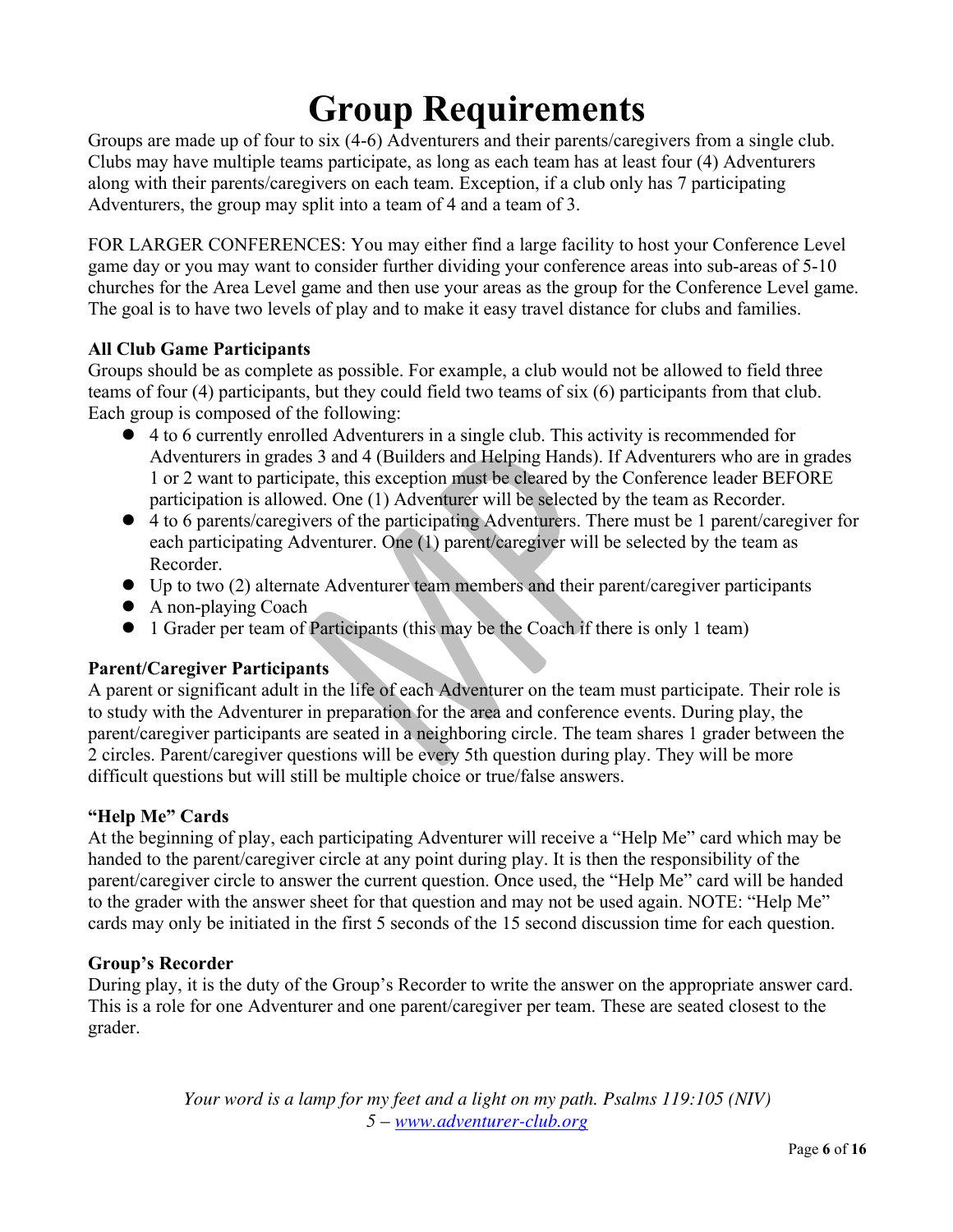# Group Requirements

Groups are made up of four to six (4-6) Adventurers and their parents/caregivers from a single club. Clubs may have multiple teams participate, as long as each team has at least four (4) Adventurers along with their parents/caregivers on each team. Exception, if a club only has 7 participating Adventurers, the group may split into a team of 4 and a team of 3.

FOR LARGER CONFERENCES: You may either find a large facility to host your Conference Level game day or you may want to consider further dividing your conference areas into sub-areas of 5-10 churches for the Area Level game and then use your areas as the group for the Conference Level game. The goal is to have two levels of play and to make it easy travel distance for clubs and families.

### All Club Game Participants

Groups should be as complete as possible. For example, a club would not be allowed to field three teams of four (4) participants, but they could field two teams of six (6) participants from that club. Each group is composed of the following:

- 4 to 6 currently enrolled Adventurers in a single club. This activity is recommended for Adventurers in grades 3 and 4 (Builders and Helping Hands). If Adventurers who are in grades 1 or 2 want to participate, this exception must be cleared by the Conference leader BEFORE participation is allowed. One (1) Adventurer will be selected by the team as Recorder.
- 4 to 6 parents/caregivers of the participating Adventurers. There must be 1 parent/caregiver for each participating Adventurer. One (1) parent/caregiver will be selected by the team as Recorder.
- Up to two (2) alternate Adventurer team members and their parent/caregiver participants
- A non-playing Coach
- 1 Grader per team of Participants (this may be the Coach if there is only 1 team)

### Parent/Caregiver Participants

A parent or significant adult in the life of each Adventurer on the team must participate. Their role is to study with the Adventurer in preparation for the area and conference events. During play, the parent/caregiver participants are seated in a neighboring circle. The team shares 1 grader between the 2 circles. Parent/caregiver questions will be every 5th question during play. They will be more difficult questions but will still be multiple choice or true/false answers.

### "Help Me" Cards

At the beginning of play, each participating Adventurer will receive a "Help Me" card which may be handed to the parent/caregiver circle at any point during play. It is then the responsibility of the parent/caregiver circle to answer the current question. Once used, the "Help Me" card will be handed to the grader with the answer sheet for that question and may not be used again. NOTE: "Help Me" cards may only be initiated in the first 5 seconds of the 15 second discussion time for each question.

### Group's Recorder

During play, it is the duty of the Group's Recorder to write the answer on the appropriate answer card. This is a role for one Adventurer and one parent/caregiver per team. These are seated closest to the grader.

*Your word is a lamp for my feet and a light on my path. Psalms 119:105 (NIV)*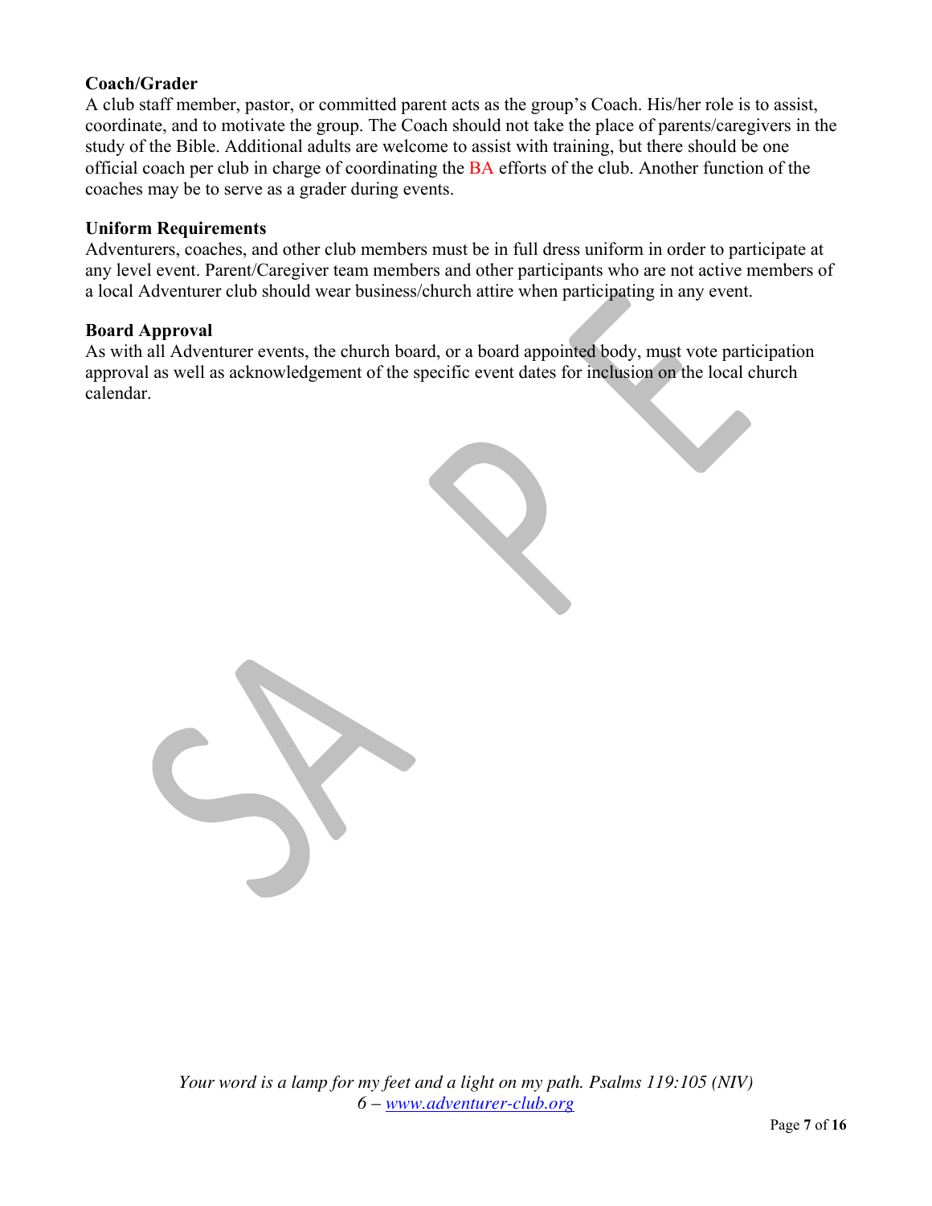**Coach/Grader**

A club staff member, pastor, or committed parent acts as the group's Coach. His/her role is to assist, coordinate, and to motivate the group. The Coach should not take the place of parents/caregivers in the study of the Bible. Additional adults are welcome to assist with training, but there should be one official coach per club in charge of coordinating the BA efforts of the club. Another function of the coaches may be to serve as a grader during events.

**Uniform Requirements**

Adventurers, coaches, and other club members must be in full dress uniform in order to participate at any level event. Parent/Caregiver team members and other participants who are not active members of a local Adventurer club should wear business/church attire when participating in any event.

**Board Approval**

As with all Adventurer events, the church board, or a board appointed body, must vote participation approval as well as acknowledgement of the specific event dates for inclusion on the local church calendar.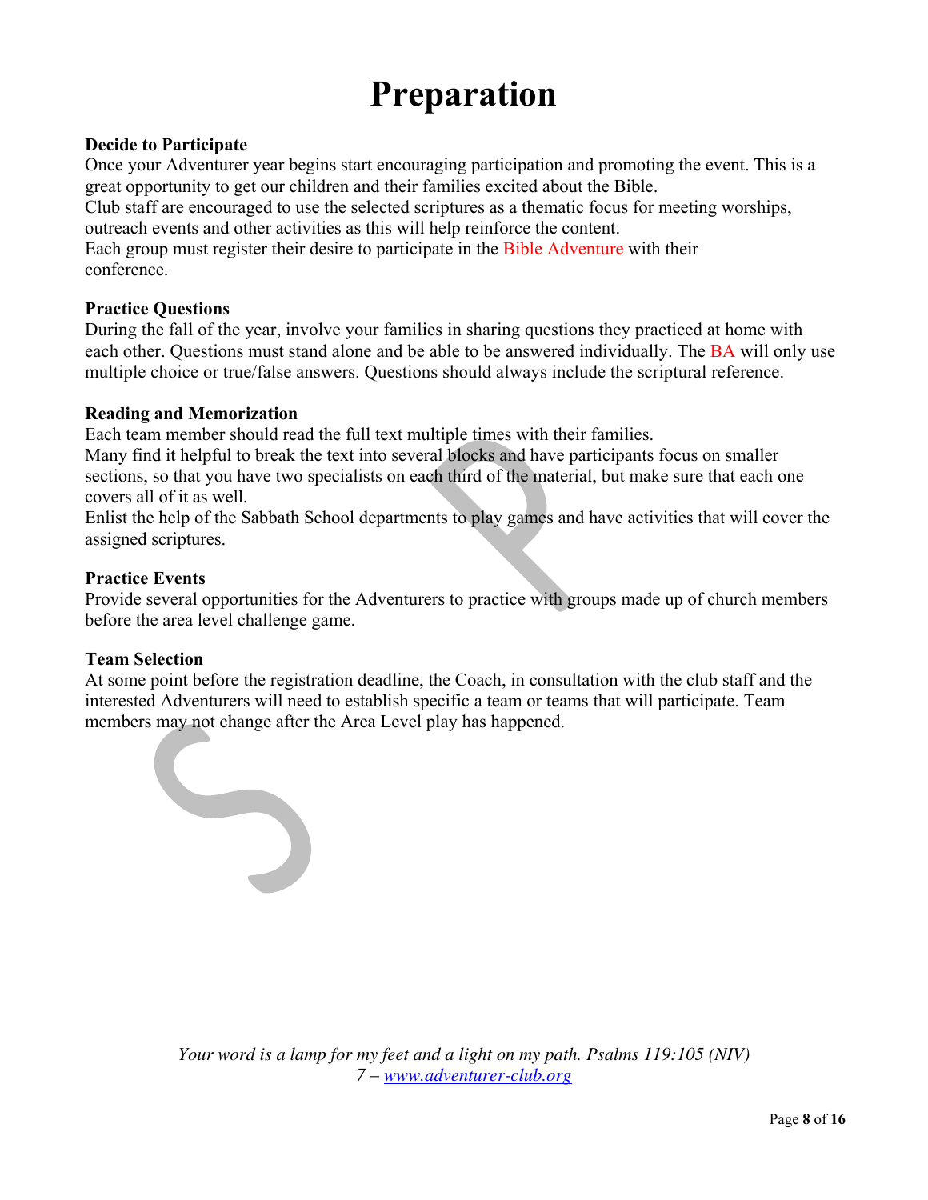# Preparation

**Decide to Participate**
Once your Adventurer year begins start encouraging participation and promoting the event. This is a great opportunity to get our children and their families excited about the Bible.
Club staff are encouraged to use the selected scriptures as a thematic focus for meeting worships, outreach events and other activities as this will help reinforce the content.
Each group must register their desire to participate in the Bible Adventure with their conference.

**Practice Questions**
During the fall of the year, involve your families in sharing questions they practiced at home with each other. Questions must stand alone and be able to be answered individually. The BA will only use multiple choice or true/false answers. Questions should always include the scriptural reference.

**Reading and Memorization**
Each team member should read the full text multiple times with their families.
Many find it helpful to break the text into several blocks and have participants focus on smaller sections, so that you have two specialists on each third of the material, but make sure that each one covers all of it as well.
Enlist the help of the Sabbath School departments to play games and have activities that will cover the assigned scriptures.

**Practice Events**
Provide several opportunities for the Adventurers to practice with groups made up of church members before the area level challenge game.

**Team Selection**
At some point before the registration deadline, the Coach, in consultation with the club staff and the interested Adventurers will need to establish specific a team or teams that will participate. Team members may not change after the Area Level play has happened.

*Your word is a lamp for my feet and a light on my path. Psalms 119:105 (NIV)*
*7 – www.adventurer-club.org*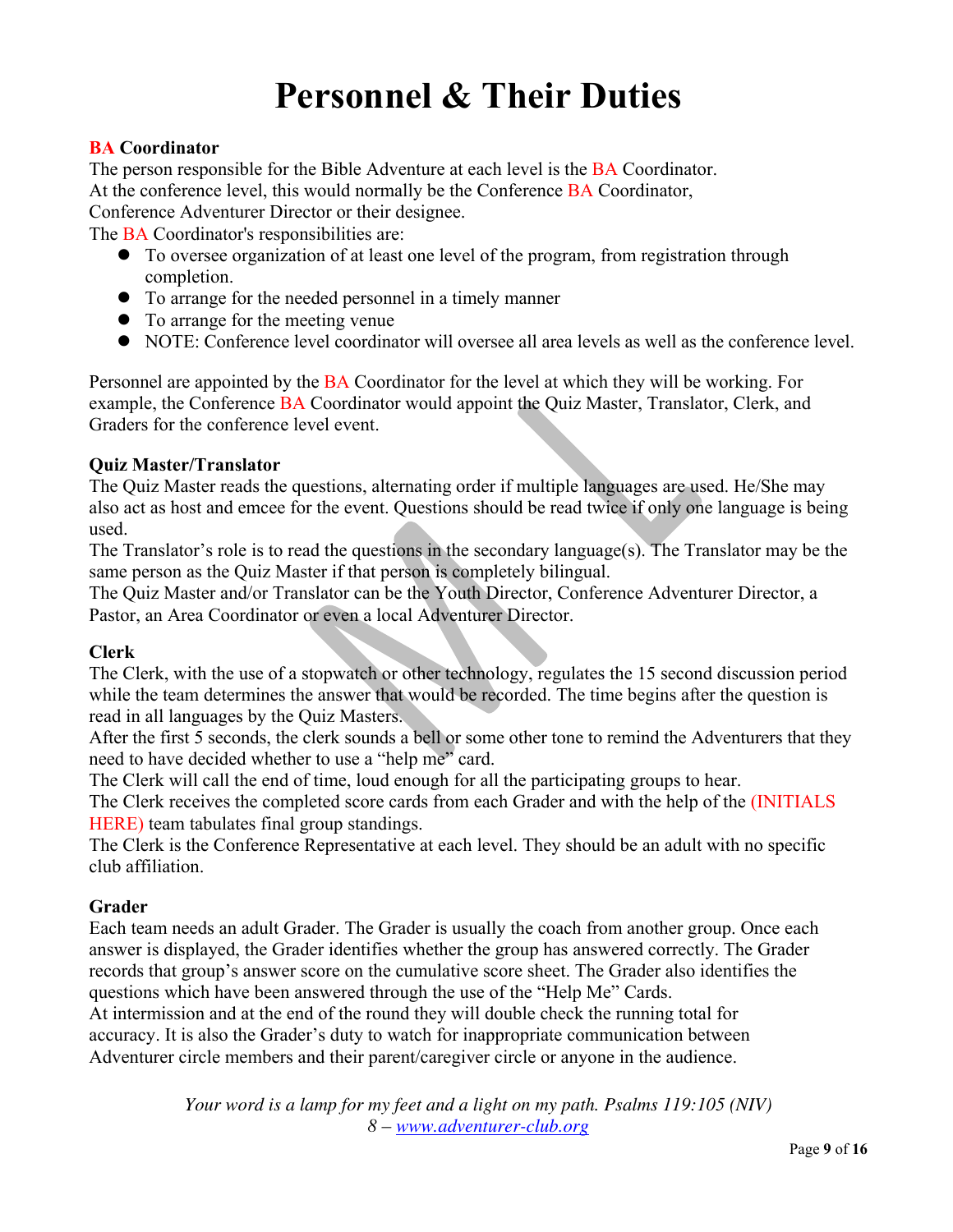# Personnel & Their Duties

**BA Coordinator**

The person responsible for the Bible Adventure at each level is the BA Coordinator. At the conference level, this would normally be the Conference BA Coordinator, Conference Adventurer Director or their designee.

The BA Coordinator's responsibilities are:

- To oversee organization of at least one level of the program, from registration through completion.
- To arrange for the needed personnel in a timely manner
- To arrange for the meeting venue
- NOTE: Conference level coordinator will oversee all area levels as well as the conference level.

Personnel are appointed by the BA Coordinator for the level at which they will be working. For example, the Conference BA Coordinator would appoint the Quiz Master, Translator, Clerk, and Graders for the conference level event.

**Quiz Master/Translator**

The Quiz Master reads the questions, alternating order if multiple languages are used. He/She may also act as host and emcee for the event. Questions should be read twice if only one language is being used.

The Translator's role is to read the questions in the secondary language(s). The Translator may be the same person as the Quiz Master if that person is completely bilingual.

The Quiz Master and/or Translator can be the Youth Director, Conference Adventurer Director, a Pastor, an Area Coordinator or even a local Adventurer Director.

**Clerk**

The Clerk, with the use of a stopwatch or other technology, regulates the 15 second discussion period while the team determines the answer that would be recorded. The time begins after the question is read in all languages by the Quiz Masters.

After the first 5 seconds, the clerk sounds a bell or some other tone to remind the Adventurers that they need to have decided whether to use a "help me" card.

The Clerk will call the end of time, loud enough for all the participating groups to hear.

The Clerk receives the completed score cards from each Grader and with the help of the (INITIALS HERE) team tabulates final group standings.

The Clerk is the Conference Representative at each level. They should be an adult with no specific club affiliation.

**Grader**

Each team needs an adult Grader. The Grader is usually the coach from another group. Once each answer is displayed, the Grader identifies whether the group has answered correctly. The Grader records that group's answer score on the cumulative score sheet. The Grader also identifies the questions which have been answered through the use of the "Help Me" Cards.

At intermission and at the end of the round they will double check the running total for accuracy. It is also the Grader's duty to watch for inappropriate communication between Adventurer circle members and their parent/caregiver circle or anyone in the audience.

*Your word is a lamp for my feet and a light on my path. Psalms 119:105 (NIV)*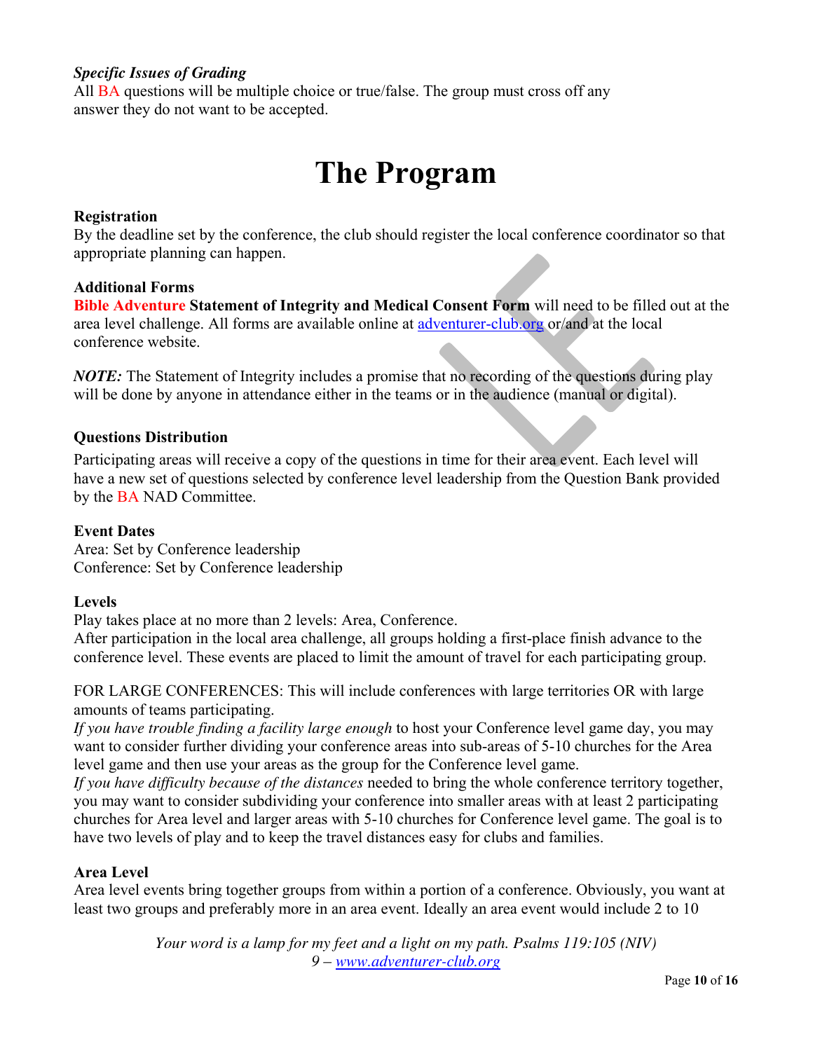***Specific Issues of Grading***
All BA questions will be multiple choice or true/false. The group must cross off any answer they do not want to be accepted.

# The Program

**Registration**
By the deadline set by the conference, the club should register the local conference coordinator so that appropriate planning can happen.

**Additional Forms**
**Bible Adventure Statement of Integrity and Medical Consent Form** will need to be filled out at the area level challenge. All forms are available online at adventurer-club.org or/and at the local conference website.

***NOTE:*** The Statement of Integrity includes a promise that no recording of the questions during play will be done by anyone in attendance either in the teams or in the audience (manual or digital).

**Questions Distribution**
Participating areas will receive a copy of the questions in time for their area event. Each level will have a new set of questions selected by conference level leadership from the Question Bank provided by the BA NAD Committee.

**Event Dates**
Area: Set by Conference leadership
Conference: Set by Conference leadership

**Levels**
Play takes place at no more than 2 levels: Area, Conference.
After participation in the local area challenge, all groups holding a first-place finish advance to the conference level. These events are placed to limit the amount of travel for each participating group.

FOR LARGE CONFERENCES: This will include conferences with large territories OR with large amounts of teams participating.
*If you have trouble finding a facility large enough* to host your Conference level game day, you may want to consider further dividing your conference areas into sub-areas of 5-10 churches for the Area level game and then use your areas as the group for the Conference level game.
*If you have difficulty because of the distances* needed to bring the whole conference territory together, you may want to consider subdividing your conference into smaller areas with at least 2 participating churches for Area level and larger areas with 5-10 churches for Conference level game. The goal is to have two levels of play and to keep the travel distances easy for clubs and families.

**Area Level**
Area level events bring together groups from within a portion of a conference. Obviously, you want at least two groups and preferably more in an area event. Ideally an area event would include 2 to 10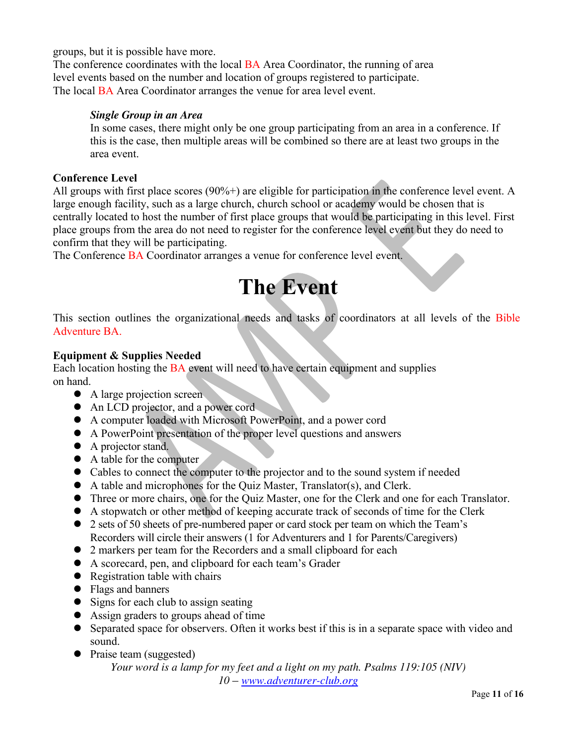groups, but it is possible have more.
The conference coordinates with the local BA Area Coordinator, the running of area level events based on the number and location of groups registered to participate.
The local BA Area Coordinator arranges the venue for area level event.

***Single Group in an Area***
In some cases, there might only be one group participating from an area in a conference. If this is the case, then multiple areas will be combined so there are at least two groups in the area event.

**Conference Level**
All groups with first place scores (90%+) are eligible for participation in the conference level event. A large enough facility, such as a large church, church school or academy would be chosen that is centrally located to host the number of first place groups that would be participating in this level. First place groups from the area do not need to register for the conference level event but they do need to confirm that they will be participating.
The Conference BA Coordinator arranges a venue for conference level event.

# The Event

This section outlines the organizational needs and tasks of coordinators at all levels of the Bible Adventure BA.

**Equipment & Supplies Needed**
Each location hosting the BA event will need to have certain equipment and supplies on hand.

- A large projection screen
- An LCD projector, and a power cord
- A computer loaded with Microsoft PowerPoint, and a power cord
- A PowerPoint presentation of the proper level questions and answers
- A projector stand.
- A table for the computer
- Cables to connect the computer to the projector and to the sound system if needed
- A table and microphones for the Quiz Master, Translator(s), and Clerk.
- Three or more chairs, one for the Quiz Master, one for the Clerk and one for each Translator.
- A stopwatch or other method of keeping accurate track of seconds of time for the Clerk
- 2 sets of 50 sheets of pre-numbered paper or card stock per team on which the Team's Recorders will circle their answers (1 for Adventurers and 1 for Parents/Caregivers)
- 2 markers per team for the Recorders and a small clipboard for each
- A scorecard, pen, and clipboard for each team's Grader
- Registration table with chairs
- Flags and banners
- Signs for each club to assign seating
- Assign graders to groups ahead of time
- Separated space for observers. Often it works best if this is in a separate space with video and sound.
- Praise team (suggested)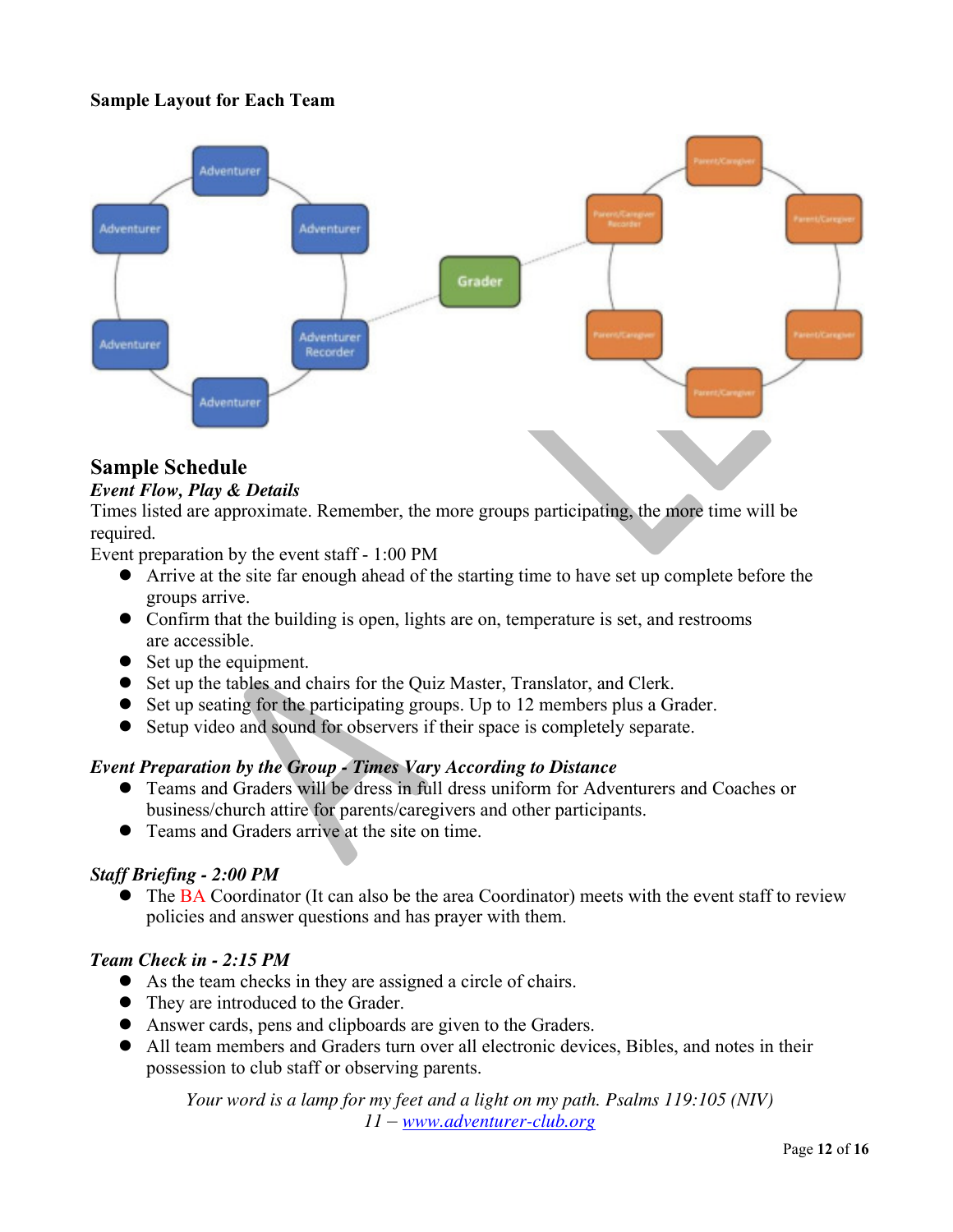**Sample Layout for Each Team**

## Sample Schedule

***Event Flow, Play & Details***

Times listed are approximate. Remember, the more groups participating, the more time will be required.

Event preparation by the event staff - 1:00 PM

- Arrive at the site far enough ahead of the starting time to have set up complete before the groups arrive.
- Confirm that the building is open, lights are on, temperature is set, and restrooms are accessible.
- Set up the equipment.
- Set up the tables and chairs for the Quiz Master, Translator, and Clerk.
- Set up seating for the participating groups. Up to 12 members plus a Grader.
- Setup video and sound for observers if their space is completely separate.

***Event Preparation by the Group - Times Vary According to Distance***

- Teams and Graders will be dress in full dress uniform for Adventurers and Coaches or business/church attire for parents/caregivers and other participants.
- Teams and Graders arrive at the site on time.

***Staff Briefing - 2:00 PM***

- The BA Coordinator (It can also be the area Coordinator) meets with the event staff to review policies and answer questions and has prayer with them.

***Team Check in - 2:15 PM***

- As the team checks in they are assigned a circle of chairs.
- They are introduced to the Grader.
- Answer cards, pens and clipboards are given to the Graders.
- All team members and Graders turn over all electronic devices, Bibles, and notes in their possession to club staff or observing parents.

*Your word is a lamp for my feet and a light on my path. Psalms 119:105 (NIV)*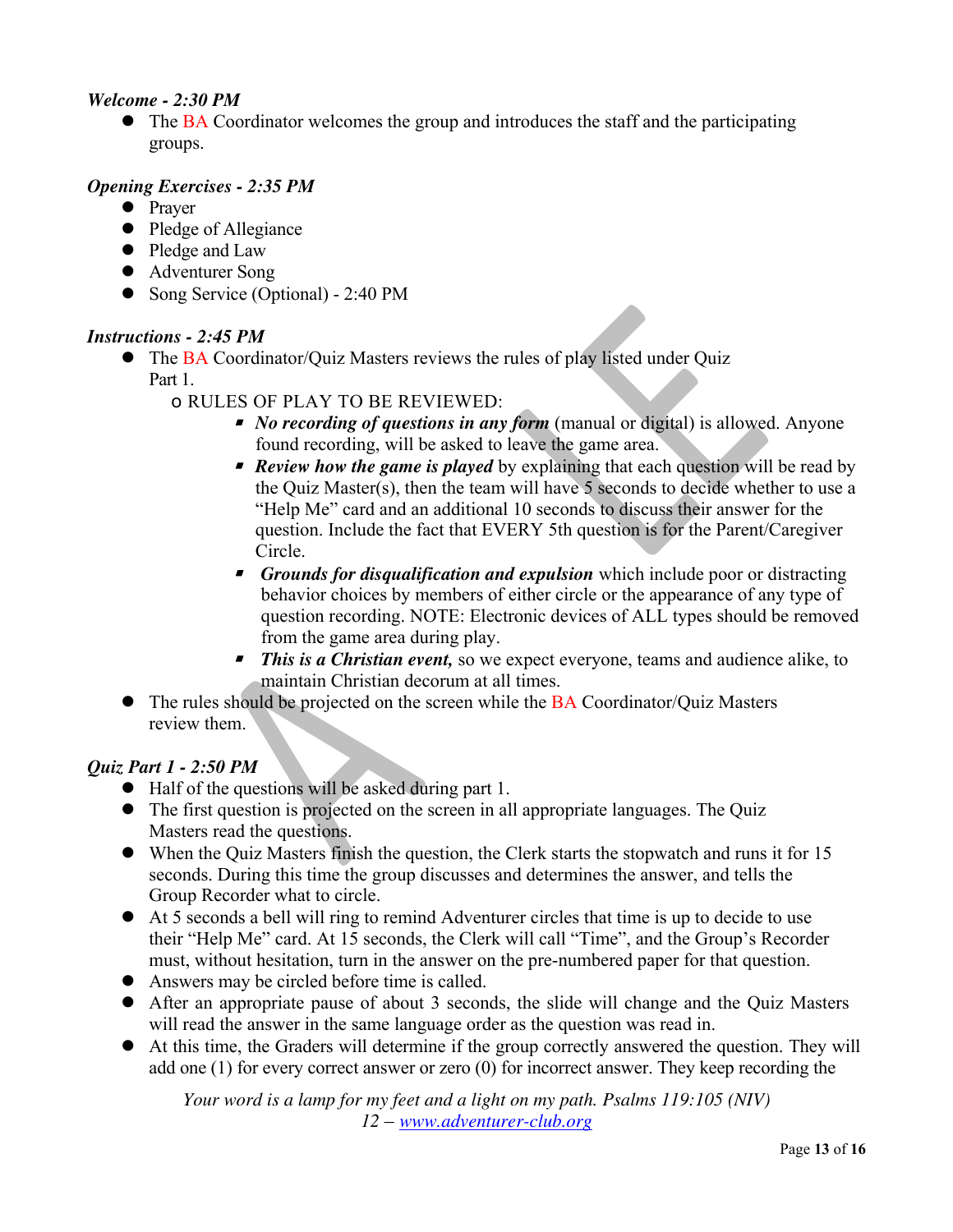***Welcome - 2:30 PM***

- The BA Coordinator welcomes the group and introduces the staff and the participating groups.

***Opening Exercises - 2:35 PM***

- Prayer
- Pledge of Allegiance
- Pledge and Law
- Adventurer Song
- Song Service (Optional) - 2:40 PM

***Instructions - 2:45 PM***

- The BA Coordinator/Quiz Masters reviews the rules of play listed under Quiz Part 1.
  - RULES OF PLAY TO BE REVIEWED:
    - ***No recording of questions in any form*** (manual or digital) is allowed. Anyone found recording, will be asked to leave the game area.
    - ***Review how the game is played*** by explaining that each question will be read by the Quiz Master(s), then the team will have 5 seconds to decide whether to use a "Help Me" card and an additional 10 seconds to discuss their answer for the question. Include the fact that EVERY 5th question is for the Parent/Caregiver Circle.
    - ***Grounds for disqualification and expulsion*** which include poor or distracting behavior choices by members of either circle or the appearance of any type of question recording. NOTE: Electronic devices of ALL types should be removed from the game area during play.
    - ***This is a Christian event,*** so we expect everyone, teams and audience alike, to maintain Christian decorum at all times.
- The rules should be projected on the screen while the BA Coordinator/Quiz Masters review them.

***Quiz Part 1 - 2:50 PM***

- Half of the questions will be asked during part 1.
- The first question is projected on the screen in all appropriate languages. The Quiz Masters read the questions.
- When the Quiz Masters finish the question, the Clerk starts the stopwatch and runs it for 15 seconds. During this time the group discusses and determines the answer, and tells the Group Recorder what to circle.
- At 5 seconds a bell will ring to remind Adventurer circles that time is up to decide to use their "Help Me" card. At 15 seconds, the Clerk will call "Time", and the Group's Recorder must, without hesitation, turn in the answer on the pre-numbered paper for that question.
- Answers may be circled before time is called.
- After an appropriate pause of about 3 seconds, the slide will change and the Quiz Masters will read the answer in the same language order as the question was read in.
- At this time, the Graders will determine if the group correctly answered the question. They will add one (1) for every correct answer or zero (0) for incorrect answer. They keep recording the

*Your word is a lamp for my feet and a light on my path. Psalms 119:105 (NIV)*
*12 – www.adventurer-club.org*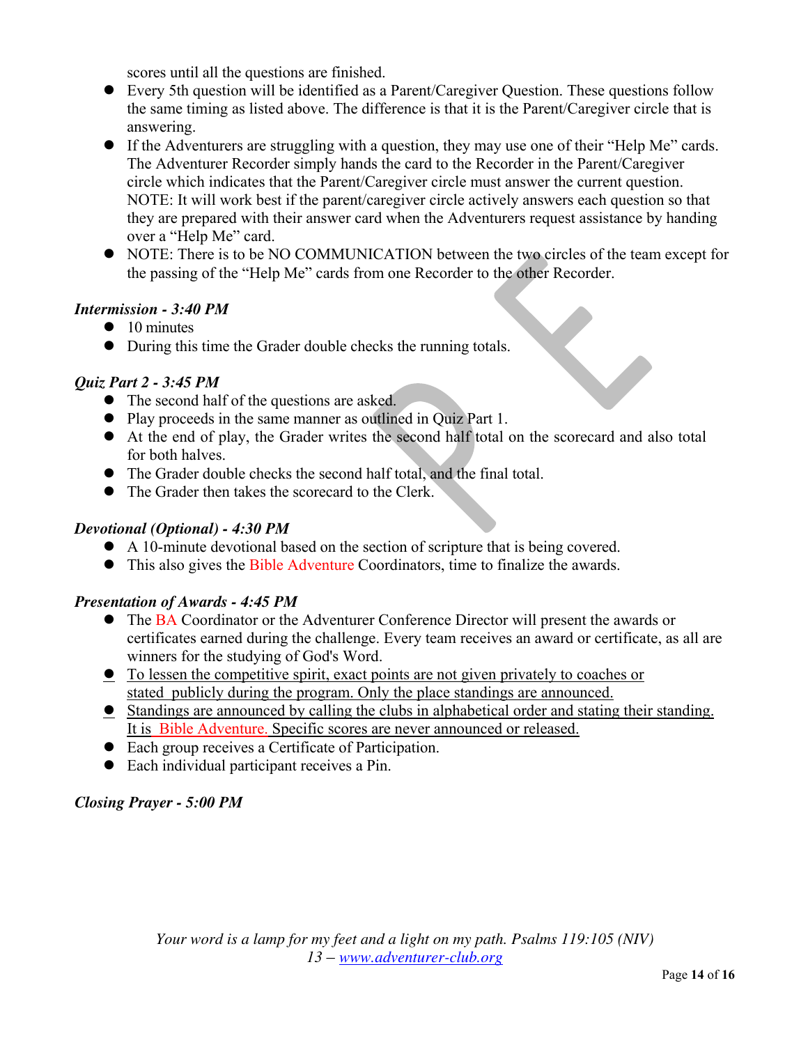scores until all the questions are finished.

- Every 5th question will be identified as a Parent/Caregiver Question. These questions follow the same timing as listed above. The difference is that it is the Parent/Caregiver circle that is answering.
- If the Adventurers are struggling with a question, they may use one of their “Help Me” cards. The Adventurer Recorder simply hands the card to the Recorder in the Parent/Caregiver circle which indicates that the Parent/Caregiver circle must answer the current question. NOTE: It will work best if the parent/caregiver circle actively answers each question so that they are prepared with their answer card when the Adventurers request assistance by handing over a “Help Me” card.
- NOTE: There is to be NO COMMUNICATION between the two circles of the team except for the passing of the “Help Me” cards from one Recorder to the other Recorder.

***Intermission - 3:40 PM***

- 10 minutes
- During this time the Grader double checks the running totals.

***Quiz Part 2 - 3:45 PM***

- The second half of the questions are asked.
- Play proceeds in the same manner as outlined in Quiz Part 1.
- At the end of play, the Grader writes the second half total on the scorecard and also total for both halves.
- The Grader double checks the second half total, and the final total.
- The Grader then takes the scorecard to the Clerk.

***Devotional (Optional) - 4:30 PM***

- A 10-minute devotional based on the section of scripture that is being covered.
- This also gives the Bible Adventure Coordinators, time to finalize the awards.

***Presentation of Awards - 4:45 PM***

- The BA Coordinator or the Adventurer Conference Director will present the awards or certificates earned during the challenge. Every team receives an award or certificate, as all are winners for the studying of God's Word.
- To lessen the competitive spirit, exact points are not given privately to coaches or stated publicly during the program. Only the place standings are announced.
- Standings are announced by calling the clubs in alphabetical order and stating their standing. It is Bible Adventure. Specific scores are never announced or released.
- Each group receives a Certificate of Participation.
- Each individual participant receives a Pin.

***Closing Prayer - 5:00 PM***

*Your word is a lamp for my feet and a light on my path. Psalms 119:105 (NIV)*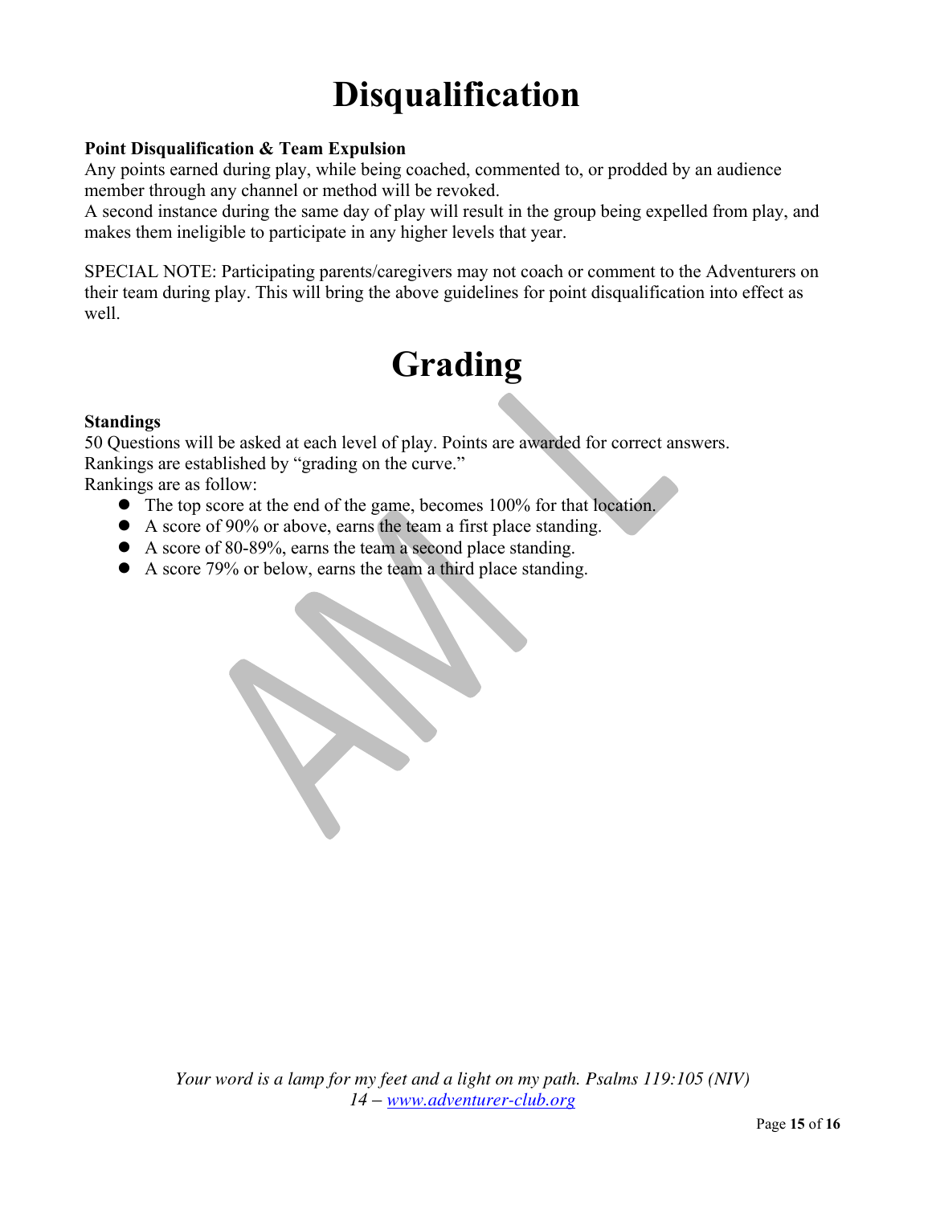# Disqualification

**Point Disqualification & Team Expulsion**

Any points earned during play, while being coached, commented to, or prodded by an audience member through any channel or method will be revoked.
A second instance during the same day of play will result in the group being expelled from play, and makes them ineligible to participate in any higher levels that year.

SPECIAL NOTE: Participating parents/caregivers may not coach or comment to the Adventurers on their team during play. This will bring the above guidelines for point disqualification into effect as well.

# Grading

**Standings**

50 Questions will be asked at each level of play. Points are awarded for correct answers.
Rankings are established by "grading on the curve."
Rankings are as follow:

- The top score at the end of the game, becomes 100% for that location.
- A score of 90% or above, earns the team a first place standing.
- A score of 80-89%, earns the team a second place standing.
- A score 79% or below, earns the team a third place standing.

*Your word is a lamp for my feet and a light on my path. Psalms 119:105 (NIV)*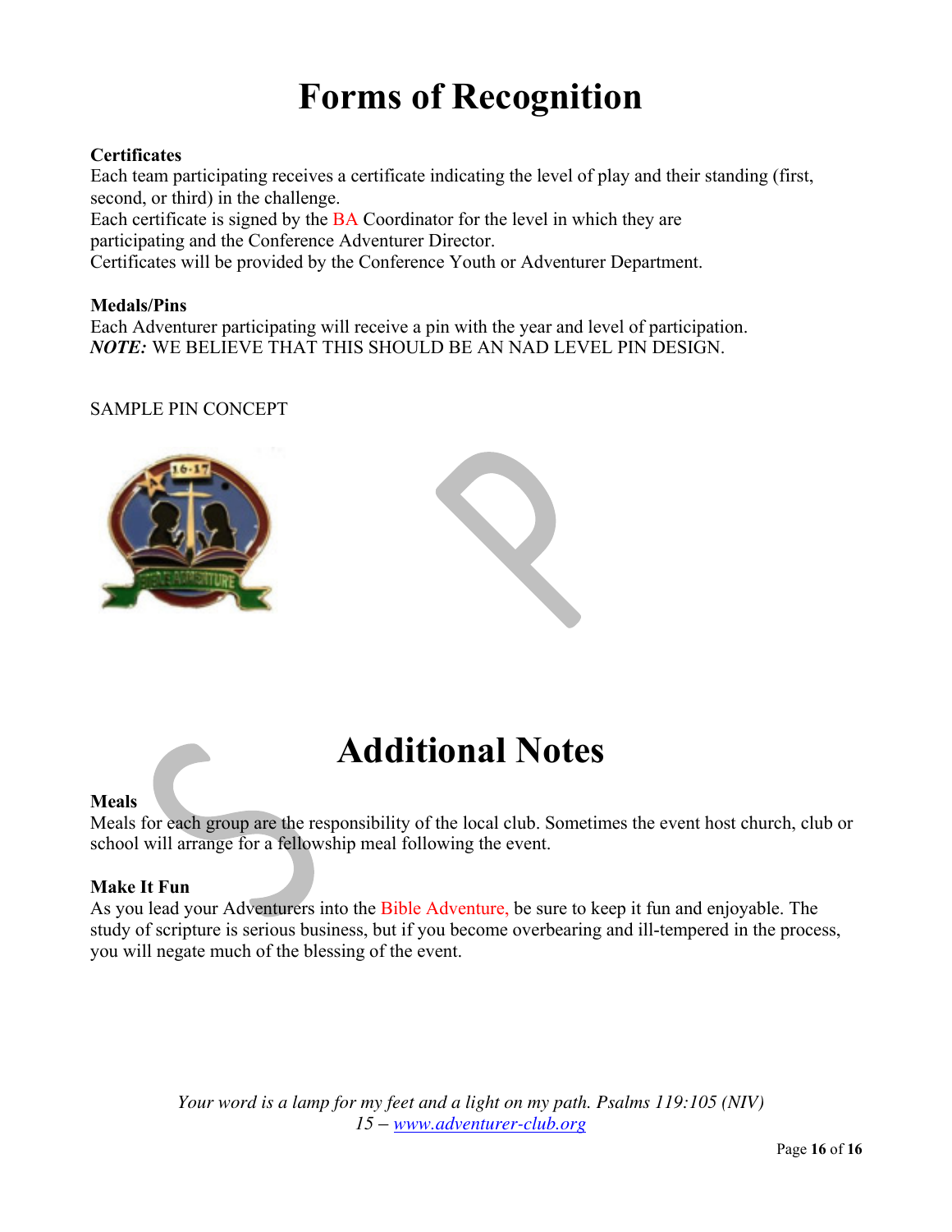# Forms of Recognition

**Certificates**

Each team participating receives a certificate indicating the level of play and their standing (first, second, or third) in the challenge.

Each certificate is signed by the BA Coordinator for the level in which they are participating and the Conference Adventurer Director.

Certificates will be provided by the Conference Youth or Adventurer Department.

**Medals/Pins**

Each Adventurer participating will receive a pin with the year and level of participation.

***NOTE:*** WE BELIEVE THAT THIS SHOULD BE AN NAD LEVEL PIN DESIGN.

SAMPLE PIN CONCEPT

# Additional Notes

**Meals**

Meals for each group are the responsibility of the local club. Sometimes the event host church, club or school will arrange for a fellowship meal following the event.

**Make It Fun**

As you lead your Adventurers into the Bible Adventure, be sure to keep it fun and enjoyable. The study of scripture is serious business, but if you become overbearing and ill-tempered in the process, you will negate much of the blessing of the event.

*Your word is a lamp for my feet and a light on my path. Psalms 119:105 (NIV)*

*15 – www.adventurer-club.org*